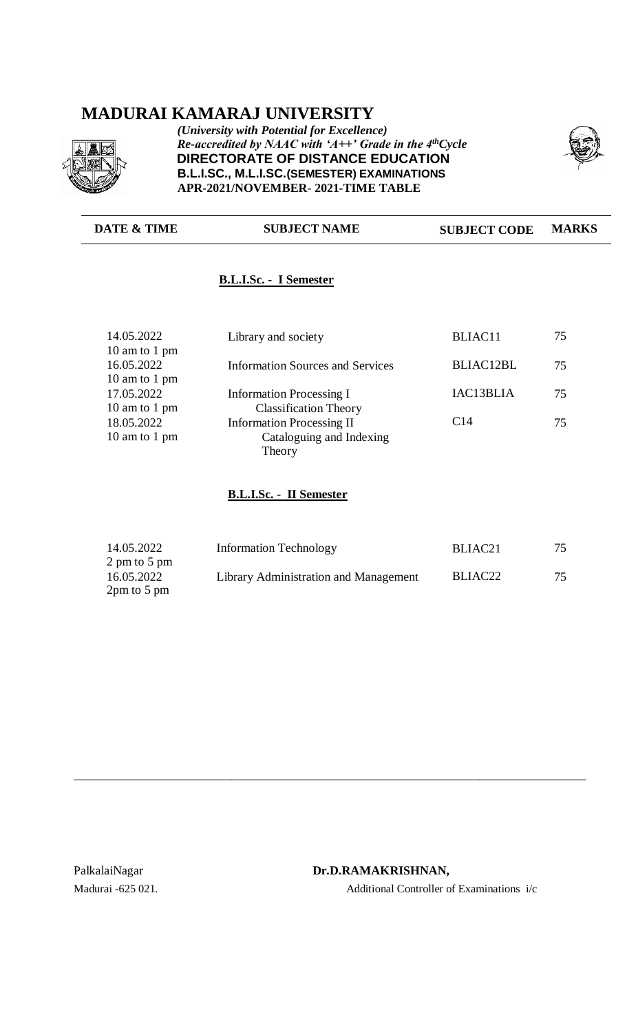# MADURAI KAMARAJ UNIVERSITY

*(University with Potential for Excellence)*
*Re-accredited by NAAC with 'A++' Grade in the 4thCycle*
**DIRECTORATE OF DISTANCE EDUCATION**
**B.L.I.SC., M.L.I.SC.(SEMESTER) EXAMINATIONS**
**APR-2021/NOVEMBER- 2021-TIME TABLE**

| DATE & TIME | SUBJECT NAME | SUBJECT CODE | MARKS |
|---|---|---|---|
| | **B.L.I.Sc. - I Semester** | | |
| 14.05.2022 10 am to 1 pm | Library and society | BLIAC11 | 75 |
| 16.05.2022 10 am to 1 pm | Information Sources and Services | BLIAC12BL | 75 |
| 17.05.2022 10 am to 1 pm | Information Processing I Classification Theory | IAC13BLIA | 75 |
| 18.05.2022 10 am to 1 pm | Information Processing II Cataloguing and Indexing Theory | C14 | 75 |
| | **B.L.I.Sc. - II Semester** | | |
| 14.05.2022 2 pm to 5 pm | Information Technology | BLIAC21 | 75 |
| 16.05.2022 2pm to 5 pm | Library Administration and Management | BLIAC22 | 75 |

PalkalaiNagar
Madurai -625 021.

**Dr.D.RAMAKRISHNAN,**
Additional Controller of Examinations i/c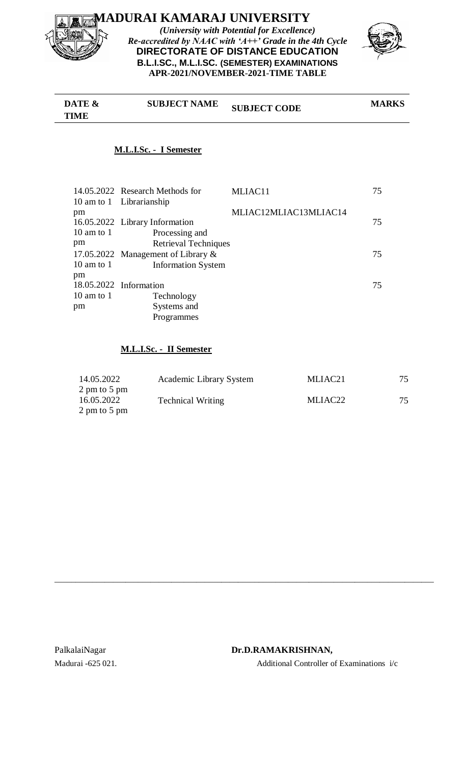# MADURAI KAMARAJ UNIVERSITY

*(University with Potential for Excellence)*
*Re-accredited by NAAC with 'A++' Grade in the 4th Cycle*

**DIRECTORATE OF DISTANCE EDUCATION**
**B.L.I.SC., M.L.I.SC. (SEMESTER) EXAMINATIONS**
**APR-2021/NOVEMBER-2021-TIME TABLE**

| DATE & TIME | SUBJECT NAME | SUBJECT CODE | MARKS |
|---|---|---|---|

**M.L.I.Sc. - I Semester**

| | | | |
|---|---|---|---|
| 14.05.2022 10 am to 1 pm | Research Methods for Librarianship | MLIAC11 | 75 |
| 16.05.2022 10 am to 1 pm | Library Information Processing and Retrieval Techniques | MLIAC12MLIAC13MLIAC14 | 75 |
| 17.05.2022 10 am to 1 pm | Management of Library & Information System | | 75 |
| 18.05.2022 10 am to 1 pm | Information Technology Systems and Programmes | | 75 |

**M.L.I.Sc. - II Semester**

| | | | |
|---|---|---|---|
| 14.05.2022 2 pm to 5 pm | Academic Library System | MLIAC21 | 75 |
| 16.05.2022 2 pm to 5 pm | Technical Writing | MLIAC22 | 75 |

PalkalaiNagar
Madurai -625 021.

**Dr.D.RAMAKRISHNAN,**
Additional Controller of Examinations i/c